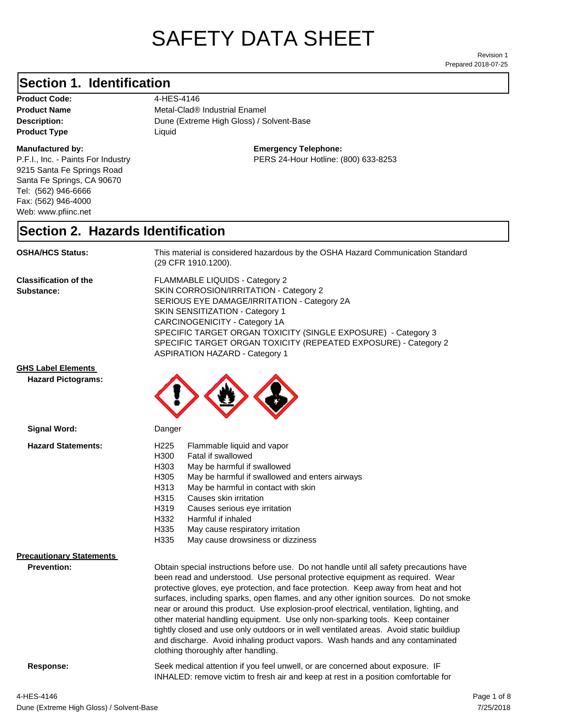# SAFETY DATA SHEET

Revision 1
Prepared 2018-07-25

## Section 1. Identification

**Product Code:** 4-HES-4146
**Product Name** Metal-Clad® Industrial Enamel
**Description:** Dune (Extreme High Gloss) / Solvent-Base
**Product Type** Liquid

**Manufactured by:**
P.F.I., Inc. - Paints For Industry
9215 Santa Fe Springs Road
Santa Fe Springs, CA 90670
Tel: (562) 946-6666
Fax: (562) 946-4000
Web: www.pfiinc.net

**Emergency Telephone:**
PERS 24-Hour Hotline: (800) 633-8253

## Section 2. Hazards Identification

**OSHA/HCS Status:** This material is considered hazardous by the OSHA Hazard Communication Standard (29 CFR 1910.1200).

**Classification of the Substance:**
FLAMMABLE LIQUIDS - Category 2
SKIN CORROSION/IRRITATION - Category 2
SERIOUS EYE DAMAGE/IRRITATION - Category 2A
SKIN SENSITIZATION - Category 1
CARCINOGENICITY - Category 1A
SPECIFIC TARGET ORGAN TOXICITY (SINGLE EXPOSURE) - Category 3
SPECIFIC TARGET ORGAN TOXICITY (REPEATED EXPOSURE) - Category 2
ASPIRATION HAZARD - Category 1

**GHS Label Elements**

**Hazard Pictograms:**

**Signal Word:** Danger

**Hazard Statements:**

| | |
|---|---|
| H225 | Flammable liquid and vapor |
| H300 | Fatal if swallowed |
| H303 | May be harmful if swallowed |
| H305 | May be harmful if swallowed and enters airways |
| H313 | May be harmful in contact with skin |
| H315 | Causes skin irritation |
| H319 | Causes serious eye irritation |
| H332 | Harmful if inhaled |
| H335 | May cause respiratory irritation |
| H335 | May cause drowsiness or dizziness |

**Precautionary Statements**

**Prevention:** Obtain special instructions before use. Do not handle until all safety precautions have been read and understood. Use personal protective equipment as required. Wear protective gloves, eye protection, and face protection. Keep away from heat and hot surfaces, including sparks, open flames, and any other ignition sources. Do not smoke near or around this product. Use explosion-proof electrical, ventilation, lighting, and other material handling equipment. Use only non-sparking tools. Keep container tightly closed and use only outdoors or in well ventilated areas. Avoid static buildiup and discharge. Avoid inhaling product vapors. Wash hands and any contaminated clothing thoroughly after handling.

**Response:** Seek medical attention if you feel unwell, or are concerned about exposure. IF INHALED: remove victim to fresh air and keep at rest in a position comfortable for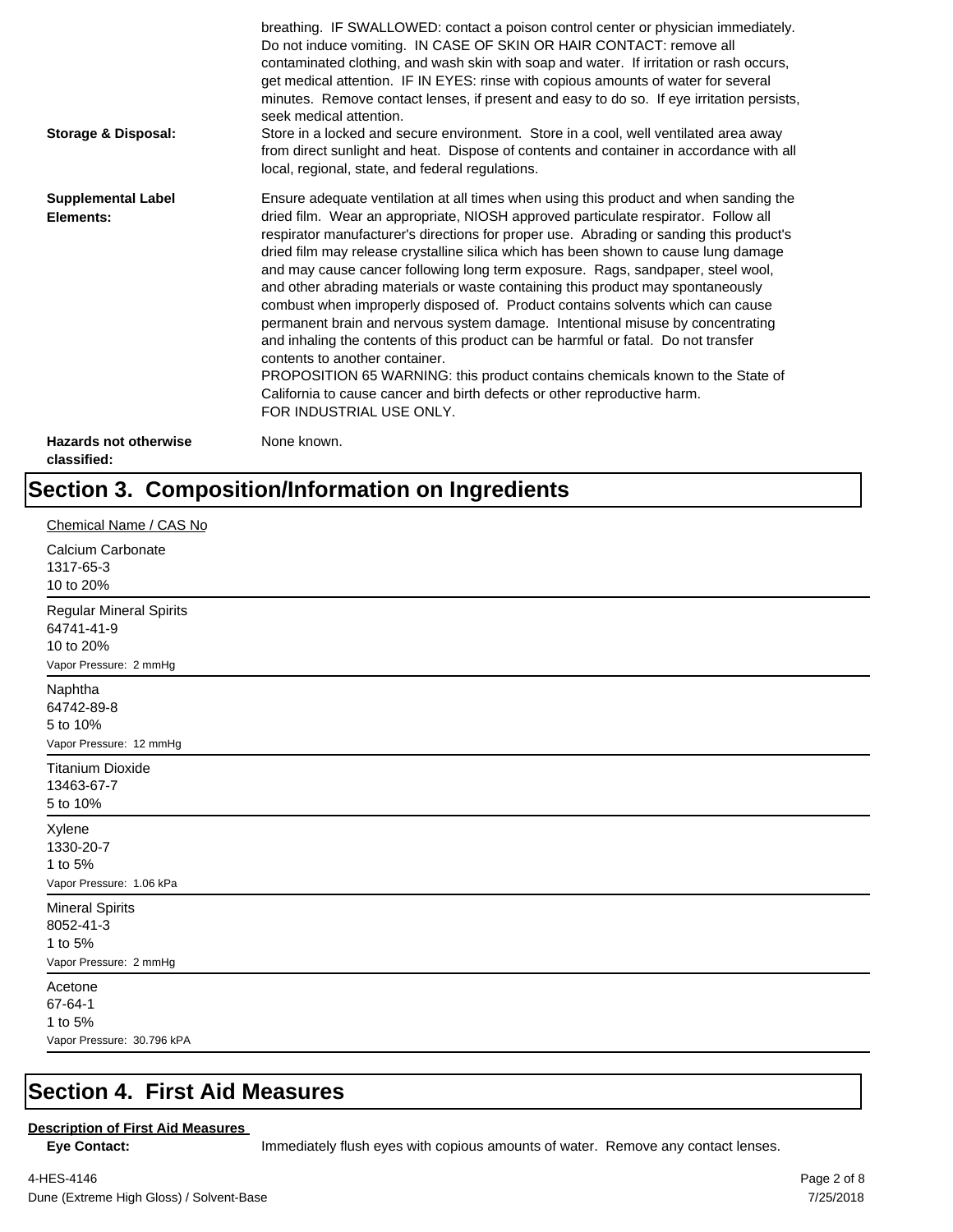breathing. IF SWALLOWED: contact a poison control center or physician immediately. Do not induce vomiting. IN CASE OF SKIN OR HAIR CONTACT: remove all contaminated clothing, and wash skin with soap and water. If irritation or rash occurs, get medical attention. IF IN EYES: rinse with copious amounts of water for several minutes. Remove contact lenses, if present and easy to do so. If eye irritation persists, seek medical attention.

**Storage & Disposal:** Store in a locked and secure environment. Store in a cool, well ventilated area away from direct sunlight and heat. Dispose of contents and container in accordance with all local, regional, state, and federal regulations.

**Supplemental Label Elements:** Ensure adequate ventilation at all times when using this product and when sanding the dried film. Wear an appropriate, NIOSH approved particulate respirator. Follow all respirator manufacturer's directions for proper use. Abrading or sanding this product's dried film may release crystalline silica which has been shown to cause lung damage and may cause cancer following long term exposure. Rags, sandpaper, steel wool, and other abrading materials or waste containing this product may spontaneously combust when improperly disposed of. Product contains solvents which can cause permanent brain and nervous system damage. Intentional misuse by concentrating and inhaling the contents of this product can be harmful or fatal. Do not transfer contents to another container.
PROPOSITION 65 WARNING: this product contains chemicals known to the State of California to cause cancer and birth defects or other reproductive harm.
FOR INDUSTRIAL USE ONLY.

**Hazards not otherwise classified:** None known.

# Section 3. Composition/Information on Ingredients

Chemical Name / CAS No

Calcium Carbonate
1317-65-3
10 to 20%

---

Regular Mineral Spirits
64741-41-9
10 to 20%
Vapor Pressure: 2 mmHg

---

Naphtha
64742-89-8
5 to 10%
Vapor Pressure: 12 mmHg

---

Titanium Dioxide
13463-67-7
5 to 10%

---

Xylene
1330-20-7
1 to 5%
Vapor Pressure: 1.06 kPa

---

Mineral Spirits
8052-41-3
1 to 5%
Vapor Pressure: 2 mmHg

---

Acetone
67-64-1
1 to 5%
Vapor Pressure: 30.796 kPA

---

# Section 4. First Aid Measures

**Description of First Aid Measures**

**Eye Contact:** Immediately flush eyes with copious amounts of water. Remove any contact lenses.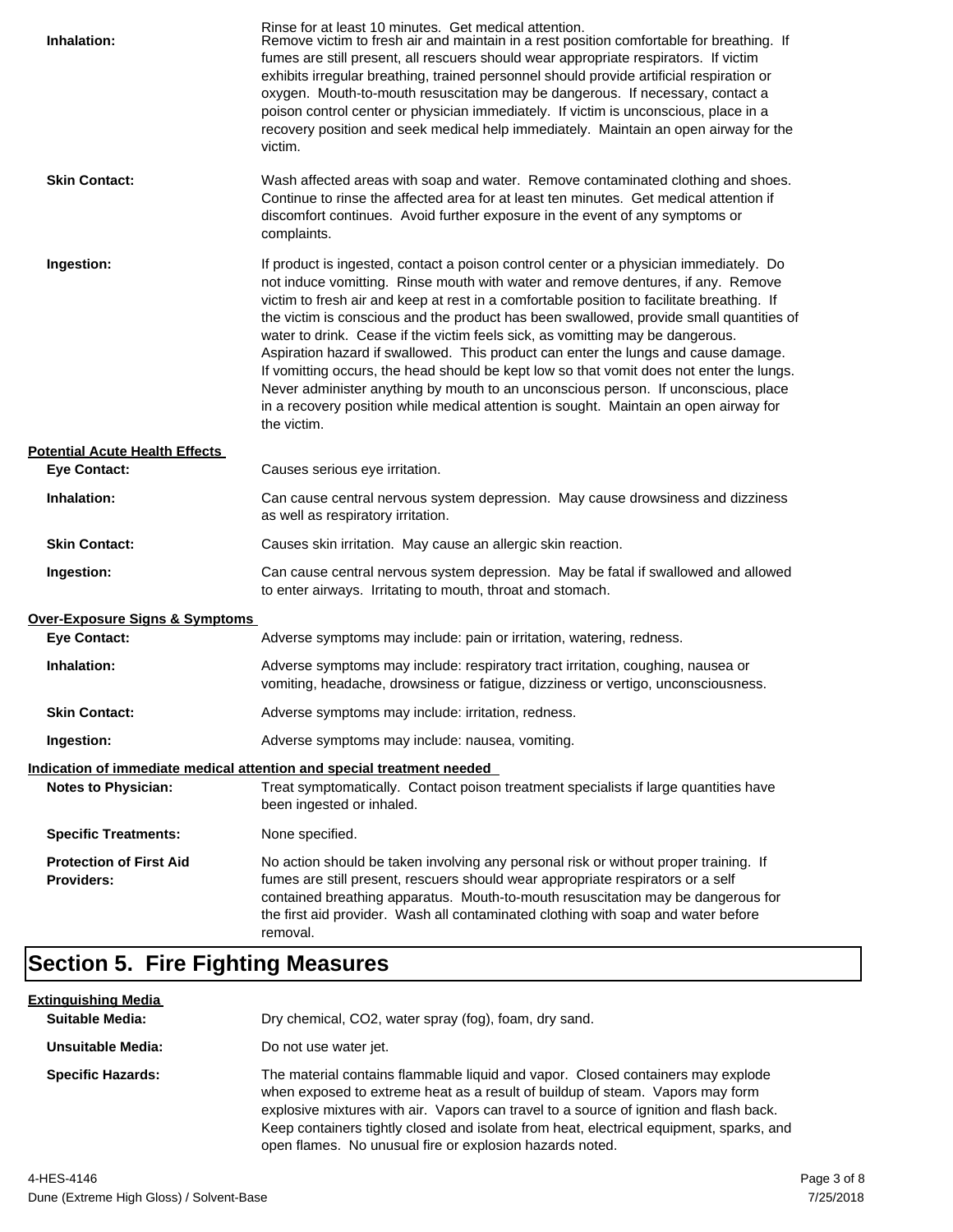Rinse for at least 10 minutes. Get medical attention.

**Inhalation:** Remove victim to fresh air and maintain in a rest position comfortable for breathing. If fumes are still present, all rescuers should wear appropriate respirators. If victim exhibits irregular breathing, trained personnel should provide artificial respiration or oxygen. Mouth-to-mouth resuscitation may be dangerous. If necessary, contact a poison control center or physician immediately. If victim is unconscious, place in a recovery position and seek medical help immediately. Maintain an open airway for the victim.

**Skin Contact:** Wash affected areas with soap and water. Remove contaminated clothing and shoes. Continue to rinse the affected area for at least ten minutes. Get medical attention if discomfort continues. Avoid further exposure in the event of any symptoms or complaints.

**Ingestion:** If product is ingested, contact a poison control center or a physician immediately. Do not induce vomitting. Rinse mouth with water and remove dentures, if any. Remove victim to fresh air and keep at rest in a comfortable position to facilitate breathing. If the victim is conscious and the product has been swallowed, provide small quantities of water to drink. Cease if the victim feels sick, as vomitting may be dangerous. Aspiration hazard if swallowed. This product can enter the lungs and cause damage. If vomitting occurs, the head should be kept low so that vomit does not enter the lungs. Never administer anything by mouth to an unconscious person. If unconscious, place in a recovery position while medical attention is sought. Maintain an open airway for the victim.

**Potential Acute Health Effects**

**Eye Contact:** Causes serious eye irritation.

**Inhalation:** Can cause central nervous system depression. May cause drowsiness and dizziness as well as respiratory irritation.

**Skin Contact:** Causes skin irritation. May cause an allergic skin reaction.

**Ingestion:** Can cause central nervous system depression. May be fatal if swallowed and allowed to enter airways. Irritating to mouth, throat and stomach.

**Over-Exposure Signs & Symptoms**

**Eye Contact:** Adverse symptoms may include: pain or irritation, watering, redness.

**Inhalation:** Adverse symptoms may include: respiratory tract irritation, coughing, nausea or vomiting, headache, drowsiness or fatigue, dizziness or vertigo, unconsciousness.

**Skin Contact:** Adverse symptoms may include: irritation, redness.

**Ingestion:** Adverse symptoms may include: nausea, vomiting.

**Indication of immediate medical attention and special treatment needed**

**Notes to Physician:** Treat symptomatically. Contact poison treatment specialists if large quantities have been ingested or inhaled.

**Specific Treatments:** None specified.

**Protection of First Aid Providers:** No action should be taken involving any personal risk or without proper training. If fumes are still present, rescuers should wear appropriate respirators or a self contained breathing apparatus. Mouth-to-mouth resuscitation may be dangerous for the first aid provider. Wash all contaminated clothing with soap and water before removal.

# Section 5. Fire Fighting Measures

**Extinguishing Media**

**Suitable Media:** Dry chemical, $CO_2$, water spray (fog), foam, dry sand.

**Unsuitable Media:** Do not use water jet.

**Specific Hazards:** The material contains flammable liquid and vapor. Closed containers may explode when exposed to extreme heat as a result of buildup of steam. Vapors may form explosive mixtures with air. Vapors can travel to a source of ignition and flash back. Keep containers tightly closed and isolate from heat, electrical equipment, sparks, and open flames. No unusual fire or explosion hazards noted.

4-HES-4146
Dune (Extreme High Gloss) / Solvent-Base
7/25/2018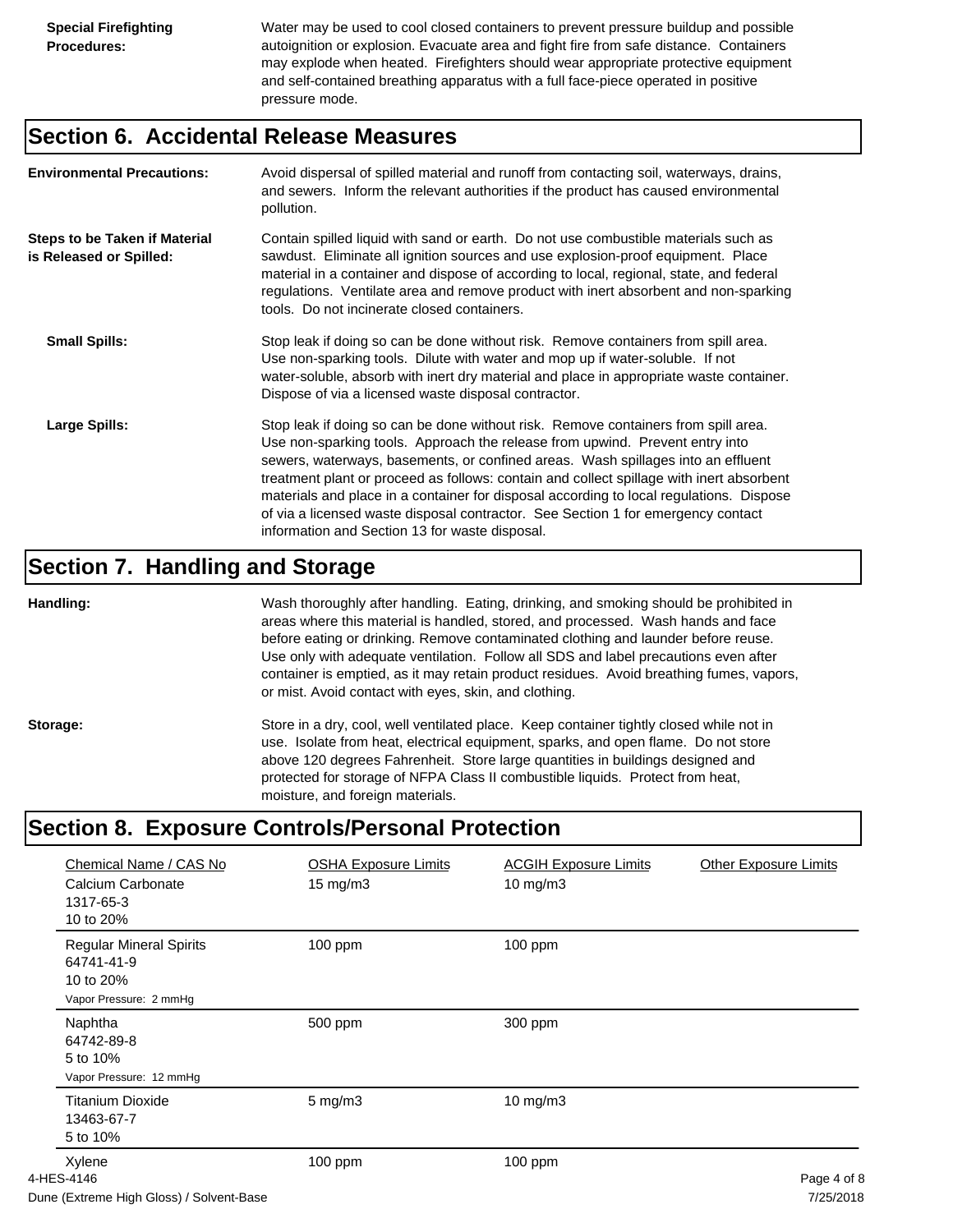**Special Firefighting Procedures:** Water may be used to cool closed containers to prevent pressure buildup and possible autoignition or explosion. Evacuate area and fight fire from safe distance. Containers may explode when heated. Firefighters should wear appropriate protective equipment and self-contained breathing apparatus with a full face-piece operated in positive pressure mode.

## Section 6. Accidental Release Measures

**Environmental Precautions:** Avoid dispersal of spilled material and runoff from contacting soil, waterways, drains, and sewers. Inform the relevant authorities if the product has caused environmental pollution.

**Steps to be Taken if Material is Released or Spilled:** Contain spilled liquid with sand or earth. Do not use combustible materials such as sawdust. Eliminate all ignition sources and use explosion-proof equipment. Place material in a container and dispose of according to local, regional, state, and federal regulations. Ventilate area and remove product with inert absorbent and non-sparking tools. Do not incinerate closed containers.

**Small Spills:** Stop leak if doing so can be done without risk. Remove containers from spill area. Use non-sparking tools. Dilute with water and mop up if water-soluble. If not water-soluble, absorb with inert dry material and place in appropriate waste container. Dispose of via a licensed waste disposal contractor.

**Large Spills:** Stop leak if doing so can be done without risk. Remove containers from spill area. Use non-sparking tools. Approach the release from upwind. Prevent entry into sewers, waterways, basements, or confined areas. Wash spillages into an effluent treatment plant or proceed as follows: contain and collect spillage with inert absorbent materials and place in a container for disposal according to local regulations. Dispose of via a licensed waste disposal contractor. See Section 1 for emergency contact information and Section 13 for waste disposal.

## Section 7. Handling and Storage

**Handling:** Wash thoroughly after handling. Eating, drinking, and smoking should be prohibited in areas where this material is handled, stored, and processed. Wash hands and face before eating or drinking. Remove contaminated clothing and launder before reuse. Use only with adequate ventilation. Follow all SDS and label precautions even after container is emptied, as it may retain product residues. Avoid breathing fumes, vapors, or mist. Avoid contact with eyes, skin, and clothing.

**Storage:** Store in a dry, cool, well ventilated place. Keep container tightly closed while not in use. Isolate from heat, electrical equipment, sparks, and open flame. Do not store above 120 degrees Fahrenheit. Store large quantities in buildings designed and protected for storage of NFPA Class II combustible liquids. Protect from heat, moisture, and foreign materials.

## Section 8. Exposure Controls/Personal Protection

| Chemical Name / CAS No | OSHA Exposure Limits | ACGIH Exposure Limits | Other Exposure Limits |
|---|---|---|---|
| Calcium Carbonate<br>1317-65-3<br>10 to 20% | 15 mg/m3 | 10 mg/m3 | |
| Regular Mineral Spirits<br>64741-41-9<br>10 to 20%<br>Vapor Pressure: 2 mmHg | 100 ppm | 100 ppm | |
| Naphtha<br>64742-89-8<br>5 to 10%<br>Vapor Pressure: 12 mmHg | 500 ppm | 300 ppm | |
| Titanium Dioxide<br>13463-67-7<br>5 to 10% | 5 mg/m3 | 10 mg/m3 | |
| Xylene | 100 ppm | 100 ppm | |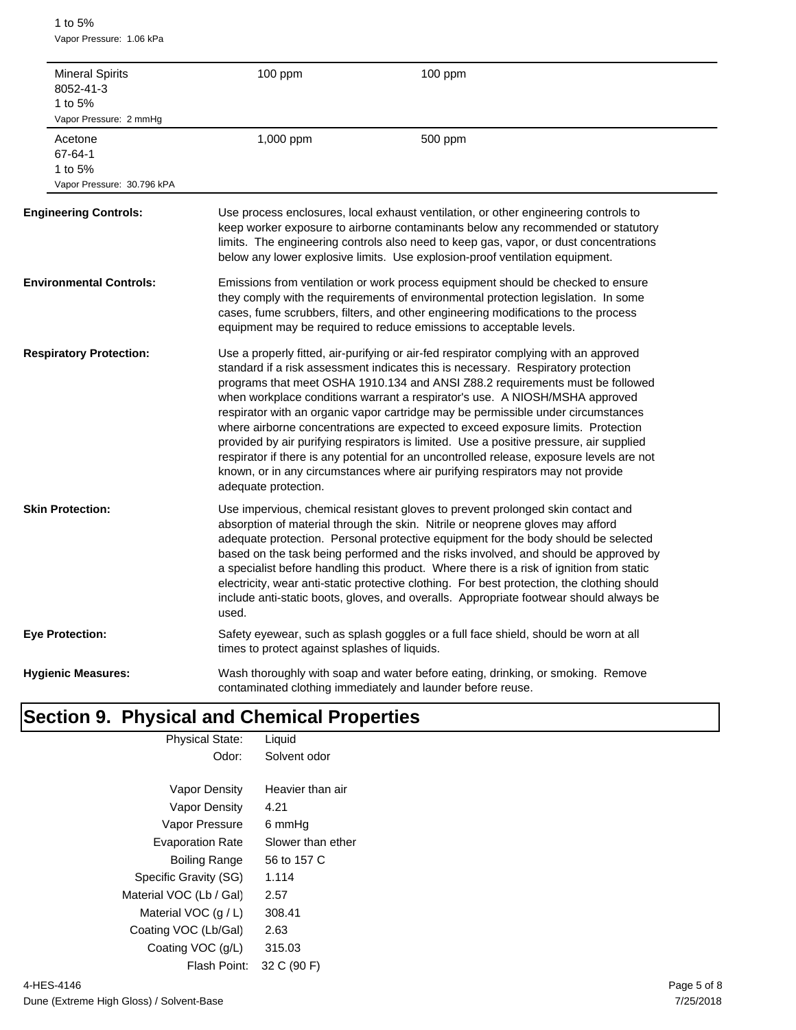1 to 5%
Vapor Pressure: 1.06 kPa

| | | |
|---|---|---|
| Mineral Spirits<br>8052-41-3<br>1 to 5%<br>Vapor Pressure: 2 mmHg | 100 ppm | 100 ppm |
| Acetone<br>67-64-1<br>1 to 5%<br>Vapor Pressure: 30.796 kPA | 1,000 ppm | 500 ppm |

**Engineering Controls:** Use process enclosures, local exhaust ventilation, or other engineering controls to keep worker exposure to airborne contaminants below any recommended or statutory limits. The engineering controls also need to keep gas, vapor, or dust concentrations below any lower explosive limits. Use explosion-proof ventilation equipment.

**Environmental Controls:** Emissions from ventilation or work process equipment should be checked to ensure they comply with the requirements of environmental protection legislation. In some cases, fume scrubbers, filters, and other engineering modifications to the process equipment may be required to reduce emissions to acceptable levels.

**Respiratory Protection:** Use a properly fitted, air-purifying or air-fed respirator complying with an approved standard if a risk assessment indicates this is necessary. Respiratory protection programs that meet OSHA 1910.134 and ANSI Z88.2 requirements must be followed when workplace conditions warrant a respirator's use. A NIOSH/MSHA approved respirator with an organic vapor cartridge may be permissible under circumstances where airborne concentrations are expected to exceed exposure limits. Protection provided by air purifying respirators is limited. Use a positive pressure, air supplied respirator if there is any potential for an uncontrolled release, exposure levels are not known, or in any circumstances where air purifying respirators may not provide adequate protection.

**Skin Protection:** Use impervious, chemical resistant gloves to prevent prolonged skin contact and absorption of material through the skin. Nitrile or neoprene gloves may afford adequate protection. Personal protective equipment for the body should be selected based on the task being performed and the risks involved, and should be approved by a specialist before handling this product. Where there is a risk of ignition from static electricity, wear anti-static protective clothing. For best protection, the clothing should include anti-static boots, gloves, and overalls. Appropriate footwear should always be used.

**Eye Protection:** Safety eyewear, such as splash goggles or a full face shield, should be worn at all times to protect against splashes of liquids.

**Hygienic Measures:** Wash thoroughly with soap and water before eating, drinking, or smoking. Remove contaminated clothing immediately and launder before reuse.

## Section 9. Physical and Chemical Properties

| | |
|---|---|
| Physical State: | Liquid |
| Odor: | Solvent odor |
| Vapor Density | Heavier than air |
| Vapor Density | 4.21 |
| Vapor Pressure | 6 mmHg |
| Evaporation Rate | Slower than ether |
| Boiling Range | 56 to 157 C |
| Specific Gravity (SG) | 1.114 |
| Material VOC (Lb / Gal) | 2.57 |
| Material VOC (g / L) | 308.41 |
| Coating VOC (Lb/Gal) | 2.63 |
| Coating VOC (g/L) | 315.03 |
| Flash Point: | 32 C (90 F) |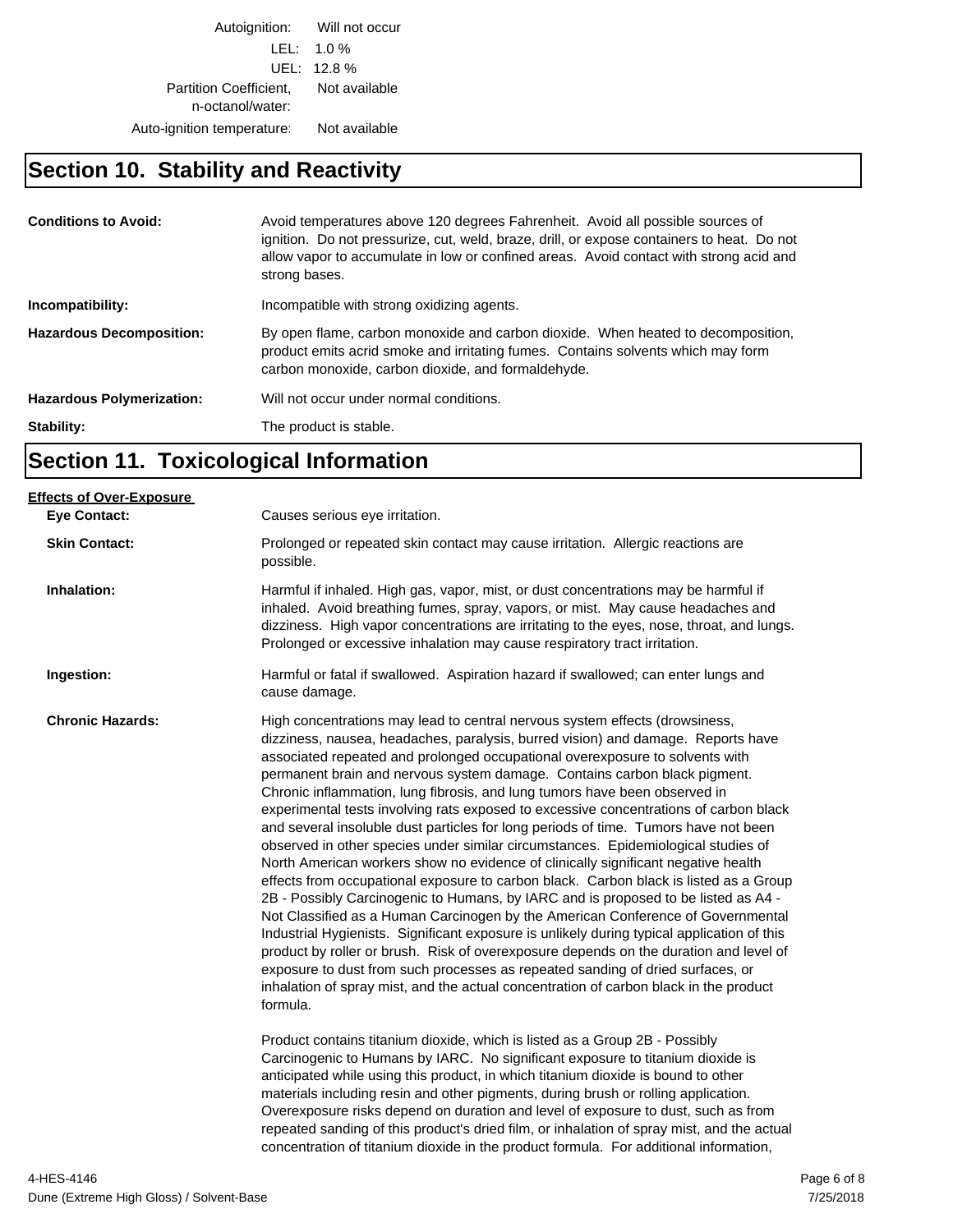| | |
|---|---|
| Autoignition: | Will not occur |
| LEL: | 1.0 % |
| UEL: | 12.8 % |
| Partition Coefficient, n-octanol/water: | Not available |
| Auto-ignition temperature: | Not available |

## Section 10. Stability and Reactivity

**Conditions to Avoid:** Avoid temperatures above 120 degrees Fahrenheit. Avoid all possible sources of ignition. Do not pressurize, cut, weld, braze, drill, or expose containers to heat. Do not allow vapor to accumulate in low or confined areas. Avoid contact with strong acid and strong bases.

**Incompatibility:** Incompatible with strong oxidizing agents.

**Hazardous Decomposition:** By open flame, carbon monoxide and carbon dioxide. When heated to decomposition, product emits acrid smoke and irritating fumes. Contains solvents which may form carbon monoxide, carbon dioxide, and formaldehyde.

**Hazardous Polymerization:** Will not occur under normal conditions.

**Stability:** The product is stable.

## Section 11. Toxicological Information

**Effects of Over-Exposure**

**Eye Contact:** Causes serious eye irritation.

**Skin Contact:** Prolonged or repeated skin contact may cause irritation. Allergic reactions are possible.

**Inhalation:** Harmful if inhaled. High gas, vapor, mist, or dust concentrations may be harmful if inhaled. Avoid breathing fumes, spray, vapors, or mist. May cause headaches and dizziness. High vapor concentrations are irritating to the eyes, nose, throat, and lungs. Prolonged or excessive inhalation may cause respiratory tract irritation.

**Ingestion:** Harmful or fatal if swallowed. Aspiration hazard if swallowed; can enter lungs and cause damage.

**Chronic Hazards:** High concentrations may lead to central nervous system effects (drowsiness, dizziness, nausea, headaches, paralysis, burred vision) and damage. Reports have associated repeated and prolonged occupational overexposure to solvents with permanent brain and nervous system damage. Contains carbon black pigment. Chronic inflammation, lung fibrosis, and lung tumors have been observed in experimental tests involving rats exposed to excessive concentrations of carbon black and several insoluble dust particles for long periods of time. Tumors have not been observed in other species under similar circumstances. Epidemiological studies of North American workers show no evidence of clinically significant negative health effects from occupational exposure to carbon black. Carbon black is listed as a Group 2B - Possibly Carcinogenic to Humans, by IARC and is proposed to be listed as A4 - Not Classified as a Human Carcinogen by the American Conference of Governmental Industrial Hygienists. Significant exposure is unlikely during typical application of this product by roller or brush. Risk of overexposure depends on the duration and level of exposure to dust from such processes as repeated sanding of dried surfaces, or inhalation of spray mist, and the actual concentration of carbon black in the product formula.

Product contains titanium dioxide, which is listed as a Group 2B - Possibly Carcinogenic to Humans by IARC. No significant exposure to titanium dioxide is anticipated while using this product, in which titanium dioxide is bound to other materials including resin and other pigments, during brush or rolling application. Overexposure risks depend on duration and level of exposure to dust, such as from repeated sanding of this product's dried film, or inhalation of spray mist, and the actual concentration of titanium dioxide in the product formula. For additional information,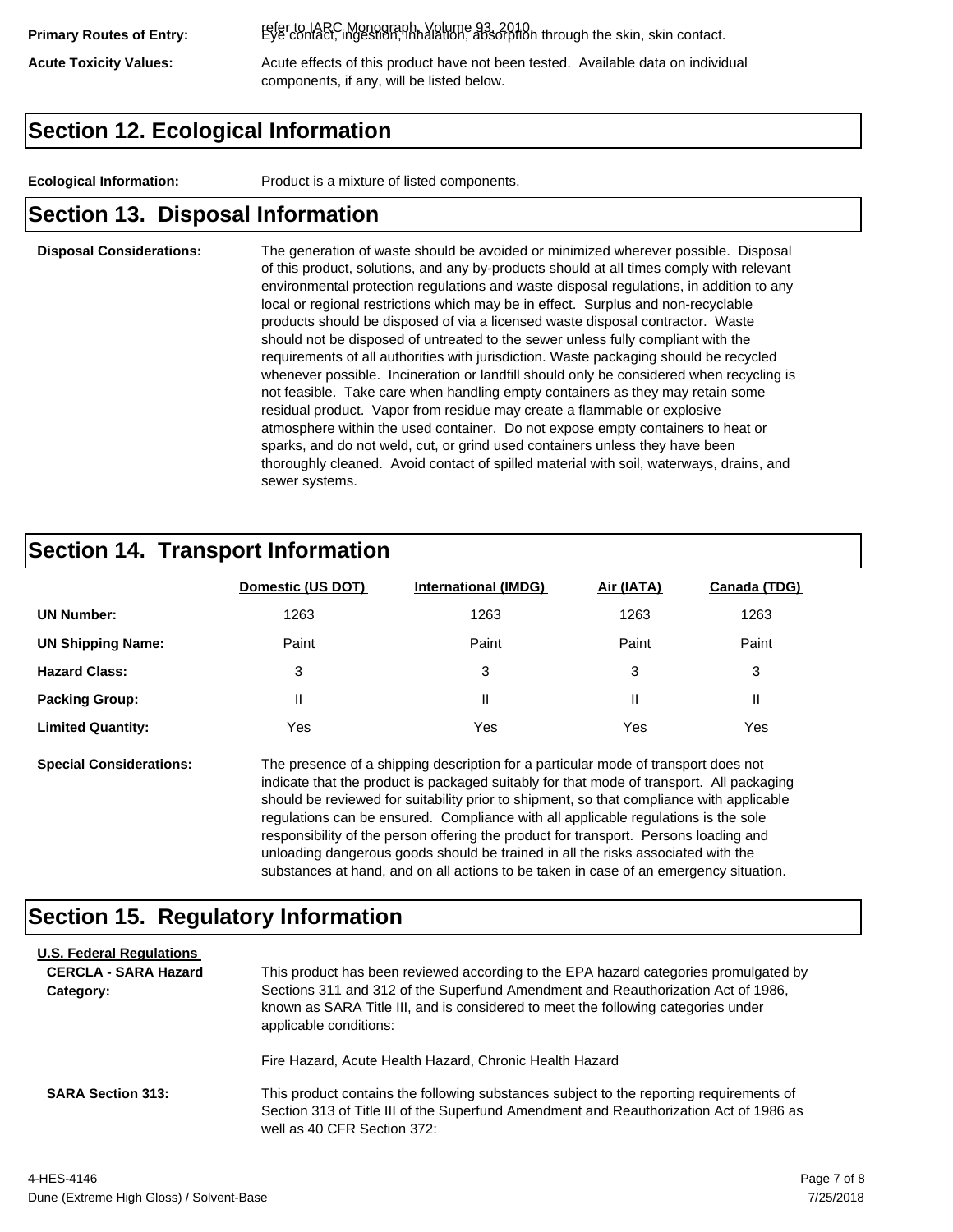**Primary Routes of Entry:** refer to IARC Monograph, Volume 93, 2010. Eye contact, ingestion, inhalation, absorption through the skin, skin contact.

**Acute Toxicity Values:** Acute effects of this product have not been tested. Available data on individual components, if any, will be listed below.

## Section 12. Ecological Information

**Ecological Information:** Product is a mixture of listed components.

## Section 13. Disposal Information

**Disposal Considerations:** The generation of waste should be avoided or minimized wherever possible. Disposal of this product, solutions, and any by-products should at all times comply with relevant environmental protection regulations and waste disposal regulations, in addition to any local or regional restrictions which may be in effect. Surplus and non-recyclable products should be disposed of via a licensed waste disposal contractor. Waste should not be disposed of untreated to the sewer unless fully compliant with the requirements of all authorities with jurisdiction. Waste packaging should be recycled whenever possible. Incineration or landfill should only be considered when recycling is not feasible. Take care when handling empty containers as they may retain some residual product. Vapor from residue may create a flammable or explosive atmosphere within the used container. Do not expose empty containers to heat or sparks, and do not weld, cut, or grind used containers unless they have been thoroughly cleaned. Avoid contact of spilled material with soil, waterways, drains, and sewer systems.

## Section 14. Transport Information

| | Domestic (US DOT) | International (IMDG) | Air (IATA) | Canada (TDG) |
|---|---|---|---|---|
| **UN Number:** | 1263 | 1263 | 1263 | 1263 |
| **UN Shipping Name:** | Paint | Paint | Paint | Paint |
| **Hazard Class:** | 3 | 3 | 3 | 3 |
| **Packing Group:** | II | II | II | II |
| **Limited Quantity:** | Yes | Yes | Yes | Yes |

**Special Considerations:** The presence of a shipping description for a particular mode of transport does not indicate that the product is packaged suitably for that mode of transport. All packaging should be reviewed for suitability prior to shipment, so that compliance with applicable regulations can be ensured. Compliance with all applicable regulations is the sole responsibility of the person offering the product for transport. Persons loading and unloading dangerous goods should be trained in all the risks associated with the substances at hand, and on all actions to be taken in case of an emergency situation.

## Section 15. Regulatory Information

**U.S. Federal Regulations**

**CERCLA - SARA Hazard Category:** This product has been reviewed according to the EPA hazard categories promulgated by Sections 311 and 312 of the Superfund Amendment and Reauthorization Act of 1986, known as SARA Title III, and is considered to meet the following categories under applicable conditions:

Fire Hazard, Acute Health Hazard, Chronic Health Hazard

**SARA Section 313:** This product contains the following substances subject to the reporting requirements of Section 313 of Title III of the Superfund Amendment and Reauthorization Act of 1986 as well as 40 CFR Section 372:

4-HES-4146

Dune (Extreme High Gloss) / Solvent-Base

7/25/2018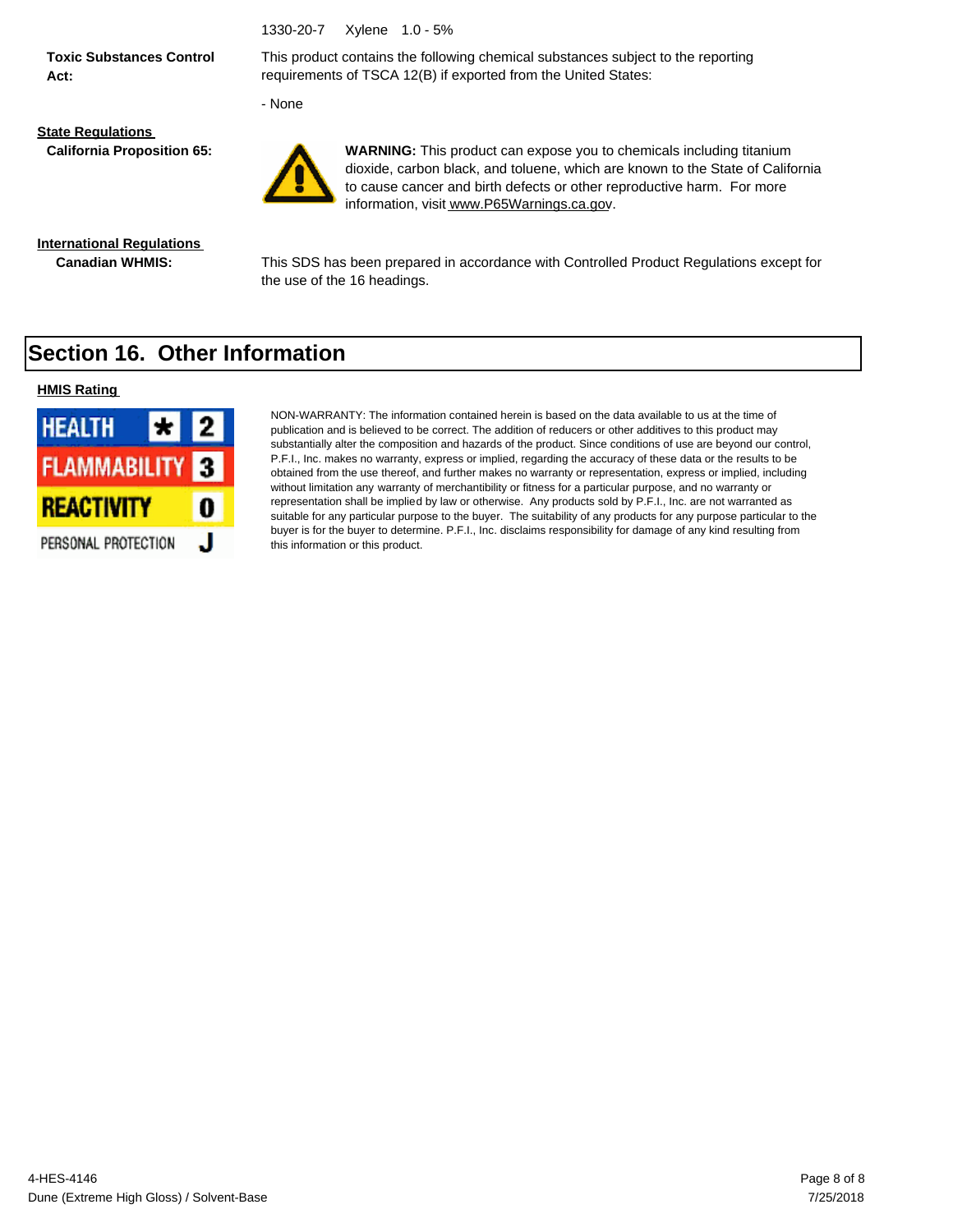1330-20-7 Xylene 1.0 - 5%

**Toxic Substances Control Act:**

This product contains the following chemical substances subject to the reporting requirements of TSCA 12(B) if exported from the United States:

- None

**State Regulations**

**California Proposition 65:**

**WARNING:** This product can expose you to chemicals including titanium dioxide, carbon black, and toluene, which are known to the State of California to cause cancer and birth defects or other reproductive harm. For more information, visit www.P65Warnings.ca.gov.

**International Regulations**

**Canadian WHMIS:**

This SDS has been prepared in accordance with Controlled Product Regulations except for the use of the 16 headings.

## Section 16. Other Information

**HMIS Rating**

| | | |
|---|---|---|
| HEALTH | * | 2 |
| FLAMMABILITY | | 3 |
| REACTIVITY | | 0 |
| PERSONAL PROTECTION | | J |

NON-WARRANTY: The information contained herein is based on the data available to us at the time of publication and is believed to be correct. The addition of reducers or other additives to this product may substantially alter the composition and hazards of the product. Since conditions of use are beyond our control, P.F.I., Inc. makes no warranty, express or implied, regarding the accuracy of these data or the results to be obtained from the use thereof, and further makes no warranty or representation, express or implied, including without limitation any warranty of merchantibility or fitness for a particular purpose, and no warranty or representation shall be implied by law or otherwise. Any products sold by P.F.I., Inc. are not warranted as suitable for any particular purpose to the buyer. The suitability of any products for any purpose particular to the buyer is for the buyer to determine. P.F.I., Inc. disclaims responsibility for damage of any kind resulting from this information or this product.

4-HES-4146
Dune (Extreme High Gloss) / Solvent-Base

7/25/2018